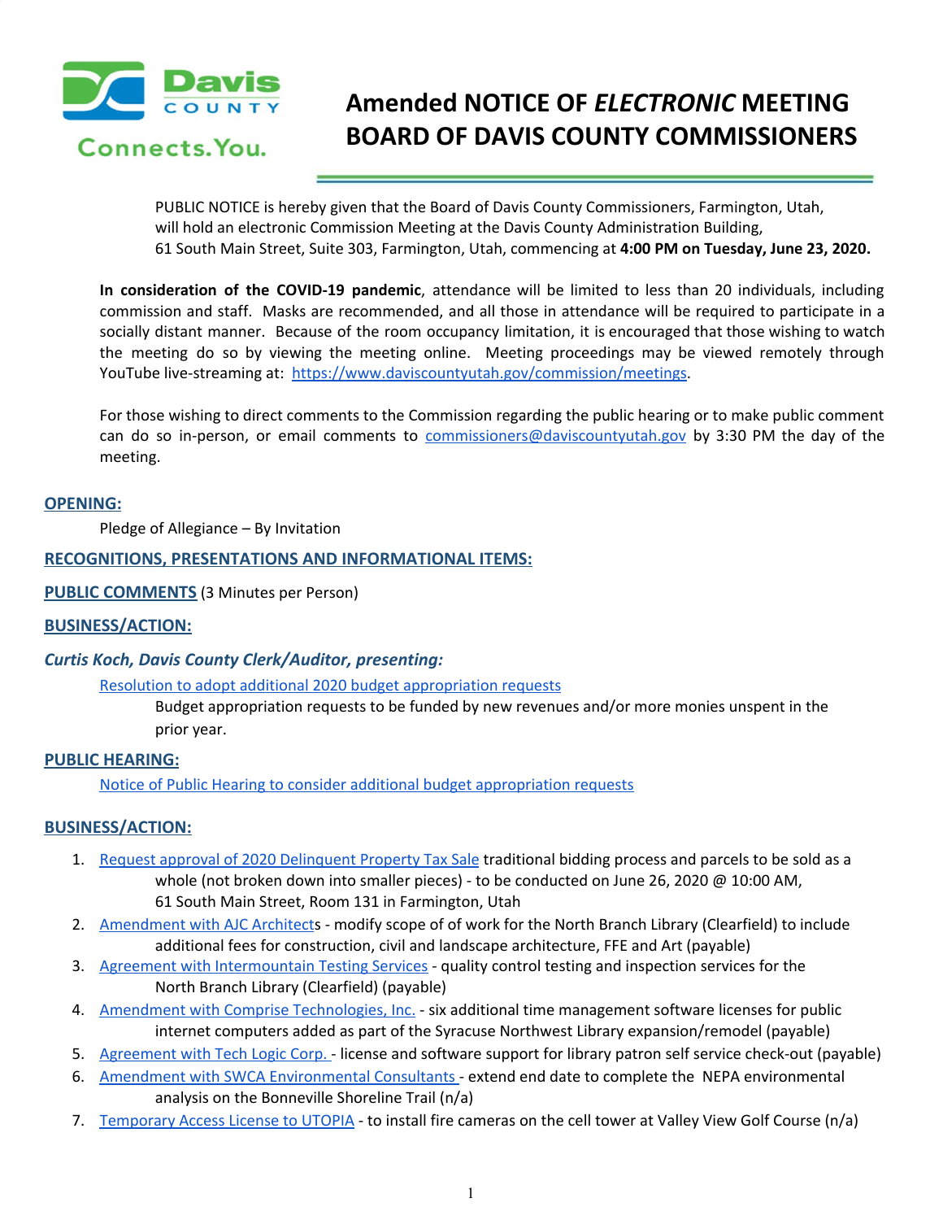# Amended NOTICE OF *ELECTRONIC* MEETING BOARD OF DAVIS COUNTY COMMISSIONERS

Davis County Connects.You.

PUBLIC NOTICE is hereby given that the Board of Davis County Commissioners, Farmington, Utah, will hold an electronic Commission Meeting at the Davis County Administration Building, 61 South Main Street, Suite 303, Farmington, Utah, commencing at **4:00 PM on Tuesday, June 23, 2020.**

**In consideration of the COVID-19 pandemic**, attendance will be limited to less than 20 individuals, including commission and staff. Masks are recommended, and all those in attendance will be required to participate in a socially distant manner. Because of the room occupancy limitation, it is encouraged that those wishing to watch the meeting do so by viewing the meeting online. Meeting proceedings may be viewed remotely through YouTube live-streaming at: https://www.daviscountyutah.gov/commission/meetings.

For those wishing to direct comments to the Commission regarding the public hearing or to make public comment can do so in-person, or email comments to commissioners@daviscountyutah.gov by 3:30 PM the day of the meeting.

## OPENING:

Pledge of Allegiance – By Invitation

## RECOGNITIONS, PRESENTATIONS AND INFORMATIONAL ITEMS:

## PUBLIC COMMENTS (3 Minutes per Person)

## BUSINESS/ACTION:

### *Curtis Koch, Davis County Clerk/Auditor, presenting:*

Resolution to adopt additional 2020 budget appropriation requests

Budget appropriation requests to be funded by new revenues and/or more monies unspent in the prior year.

## PUBLIC HEARING:

Notice of Public Hearing to consider additional budget appropriation requests

## BUSINESS/ACTION:

1. Request approval of 2020 Delinquent Property Tax Sale traditional bidding process and parcels to be sold as a whole (not broken down into smaller pieces) - to be conducted on June 26, 2020 @ 10:00 AM, 61 South Main Street, Room 131 in Farmington, Utah
2. Amendment with AJC Architects - modify scope of of work for the North Branch Library (Clearfield) to include additional fees for construction, civil and landscape architecture, FFE and Art (payable)
3. Agreement with Intermountain Testing Services - quality control testing and inspection services for the North Branch Library (Clearfield) (payable)
4. Amendment with Comprise Technologies, Inc. - six additional time management software licenses for public internet computers added as part of the Syracuse Northwest Library expansion/remodel (payable)
5. Agreement with Tech Logic Corp. - license and software support for library patron self service check-out (payable)
6. Amendment with SWCA Environmental Consultants - extend end date to complete the NEPA environmental analysis on the Bonneville Shoreline Trail (n/a)
7. Temporary Access License to UTOPIA - to install fire cameras on the cell tower at Valley View Golf Course (n/a)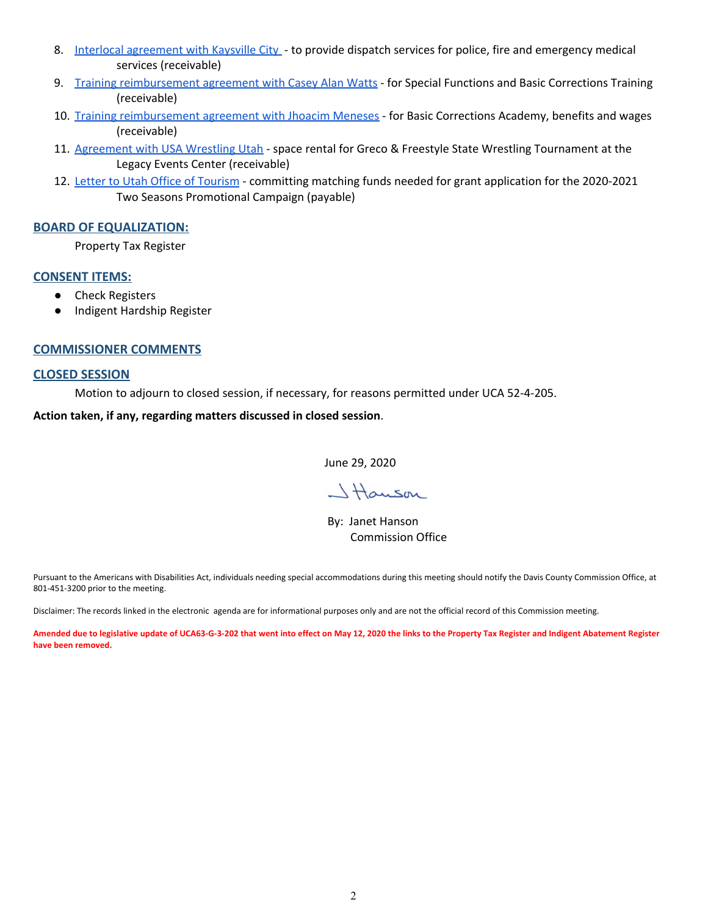8. Interlocal agreement with Kaysville City - to provide dispatch services for police, fire and emergency medical services (receivable)
9. Training reimbursement agreement with Casey Alan Watts - for Special Functions and Basic Corrections Training (receivable)
10. Training reimbursement agreement with Jhoacim Meneses - for Basic Corrections Academy, benefits and wages (receivable)
11. Agreement with USA Wrestling Utah - space rental for Greco & Freestyle State Wrestling Tournament at the Legacy Events Center (receivable)
12. Letter to Utah Office of Tourism - committing matching funds needed for grant application for the 2020-2021 Two Seasons Promotional Campaign (payable)

## BOARD OF EQUALIZATION:

Property Tax Register

## CONSENT ITEMS:

- Check Registers
- Indigent Hardship Register

## COMMISSIONER COMMENTS

## CLOSED SESSION

Motion to adjourn to closed session, if necessary, for reasons permitted under UCA 52-4-205.

**Action taken, if any, regarding matters discussed in closed session**.

June 29, 2020

J Hanson

By: Janet Hanson
Commission Office

Pursuant to the Americans with Disabilities Act, individuals needing special accommodations during this meeting should notify the Davis County Commission Office, at 801-451-3200 prior to the meeting.

Disclaimer: The records linked in the electronic agenda are for informational purposes only and are not the official record of this Commission meeting.

**Amended due to legislative update of UCA63-G-3-202 that went into effect on May 12, 2020 the links to the Property Tax Register and Indigent Abatement Register have been removed.**